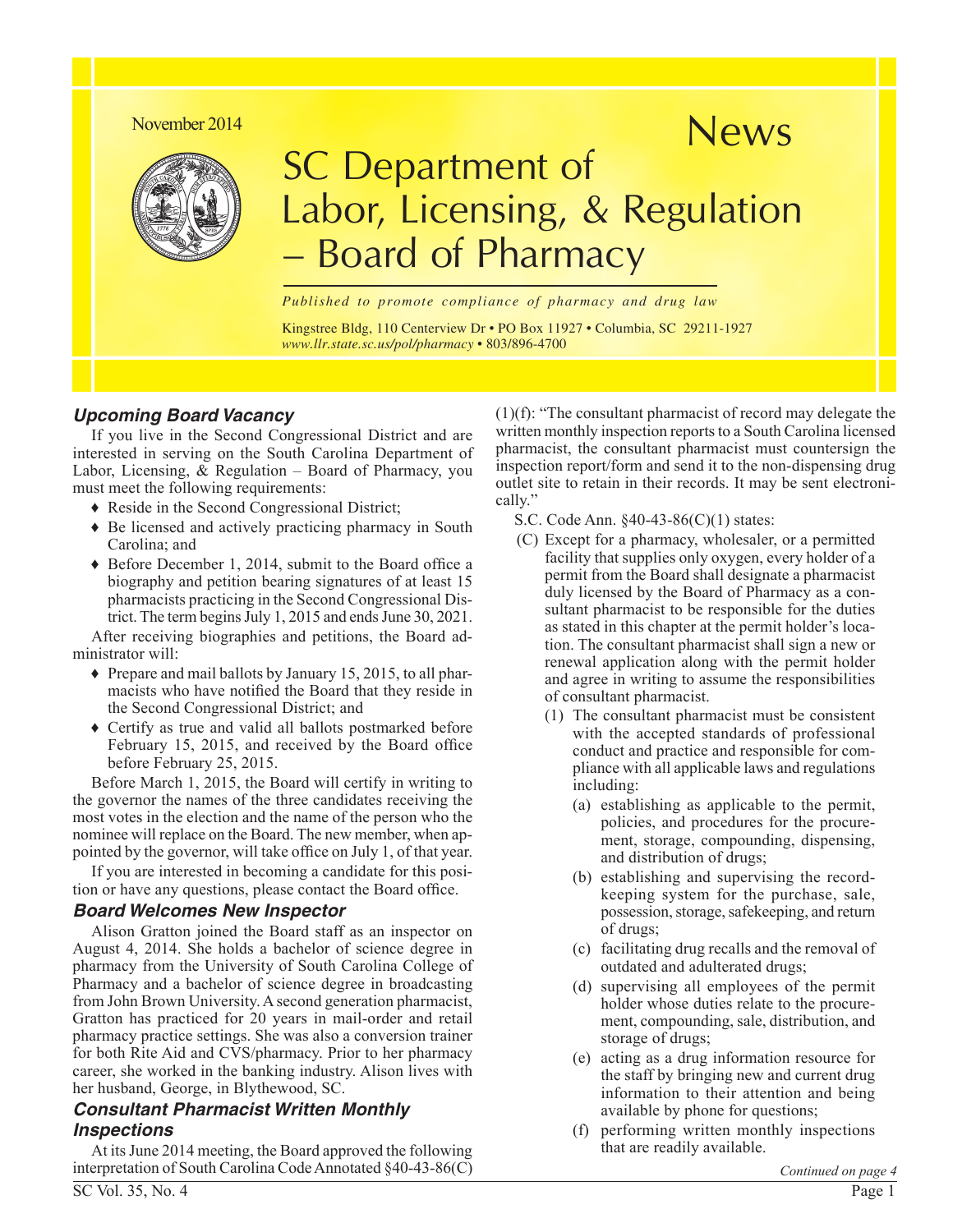November 2014

# SC Department of Labor, Licensing, & Regulation – Board of Pharmacy News

*Published to promote compliance of pharmacy and drug law*

Kingstree Bldg, 110 Centerview Dr • PO Box 11927 • Columbia, SC 29211-1927
*www.llr.state.sc.us/pol/pharmacy* • 803/896-4700

## Upcoming Board Vacancy

If you live in the Second Congressional District and are interested in serving on the South Carolina Department of Labor, Licensing, & Regulation – Board of Pharmacy, you must meet the following requirements:

- Reside in the Second Congressional District;
- Be licensed and actively practicing pharmacy in South Carolina; and
- Before December 1, 2014, submit to the Board office a biography and petition bearing signatures of at least 15 pharmacists practicing in the Second Congressional District. The term begins July 1, 2015 and ends June 30, 2021.

After receiving biographies and petitions, the Board administrator will:

- Prepare and mail ballots by January 15, 2015, to all pharmacists who have notified the Board that they reside in the Second Congressional District; and
- Certify as true and valid all ballots postmarked before February 15, 2015, and received by the Board office before February 25, 2015.

Before March 1, 2015, the Board will certify in writing to the governor the names of the three candidates receiving the most votes in the election and the name of the person who the nominee will replace on the Board. The new member, when appointed by the governor, will take office on July 1, of that year.

If you are interested in becoming a candidate for this position or have any questions, please contact the Board office.

## Board Welcomes New Inspector

Alison Gratton joined the Board staff as an inspector on August 4, 2014. She holds a bachelor of science degree in pharmacy from the University of South Carolina College of Pharmacy and a bachelor of science degree in broadcasting from John Brown University. A second generation pharmacist, Gratton has practiced for 20 years in mail-order and retail pharmacy practice settings. She was also a conversion trainer for both Rite Aid and CVS/pharmacy. Prior to her pharmacy career, she worked in the banking industry. Alison lives with her husband, George, in Blythewood, SC.

## Consultant Pharmacist Written Monthly Inspections

At its June 2014 meeting, the Board approved the following interpretation of South Carolina Code Annotated §40-43-86(C)(1)(f): "The consultant pharmacist of record may delegate the written monthly inspection reports to a South Carolina licensed pharmacist, the consultant pharmacist must countersign the inspection report/form and send it to the non-dispensing drug outlet site to retain in their records. It may be sent electronically."

S.C. Code Ann. §40-43-86(C)(1) states:

(C) Except for a pharmacy, wholesaler, or a permitted facility that supplies only oxygen, every holder of a permit from the Board shall designate a pharmacist duly licensed by the Board of Pharmacy as a consultant pharmacist to be responsible for the duties as stated in this chapter at the permit holder's location. The consultant pharmacist shall sign a new or renewal application along with the permit holder and agree in writing to assume the responsibilities of consultant pharmacist.

(1) The consultant pharmacist must be consistent with the accepted standards of professional conduct and practice and responsible for compliance with all applicable laws and regulations including:

(a) establishing as applicable to the permit, policies, and procedures for the procurement, storage, compounding, dispensing, and distribution of drugs;

(b) establishing and supervising the recordkeeping system for the purchase, sale, possession, storage, safekeeping, and return of drugs;

(c) facilitating drug recalls and the removal of outdated and adulterated drugs;

(d) supervising all employees of the permit holder whose duties relate to the procurement, compounding, sale, distribution, and storage of drugs;

(e) acting as a drug information resource for the staff by bringing new and current drug information to their attention and being available by phone for questions;

(f) performing written monthly inspections that are readily available.

*Continued on page 4*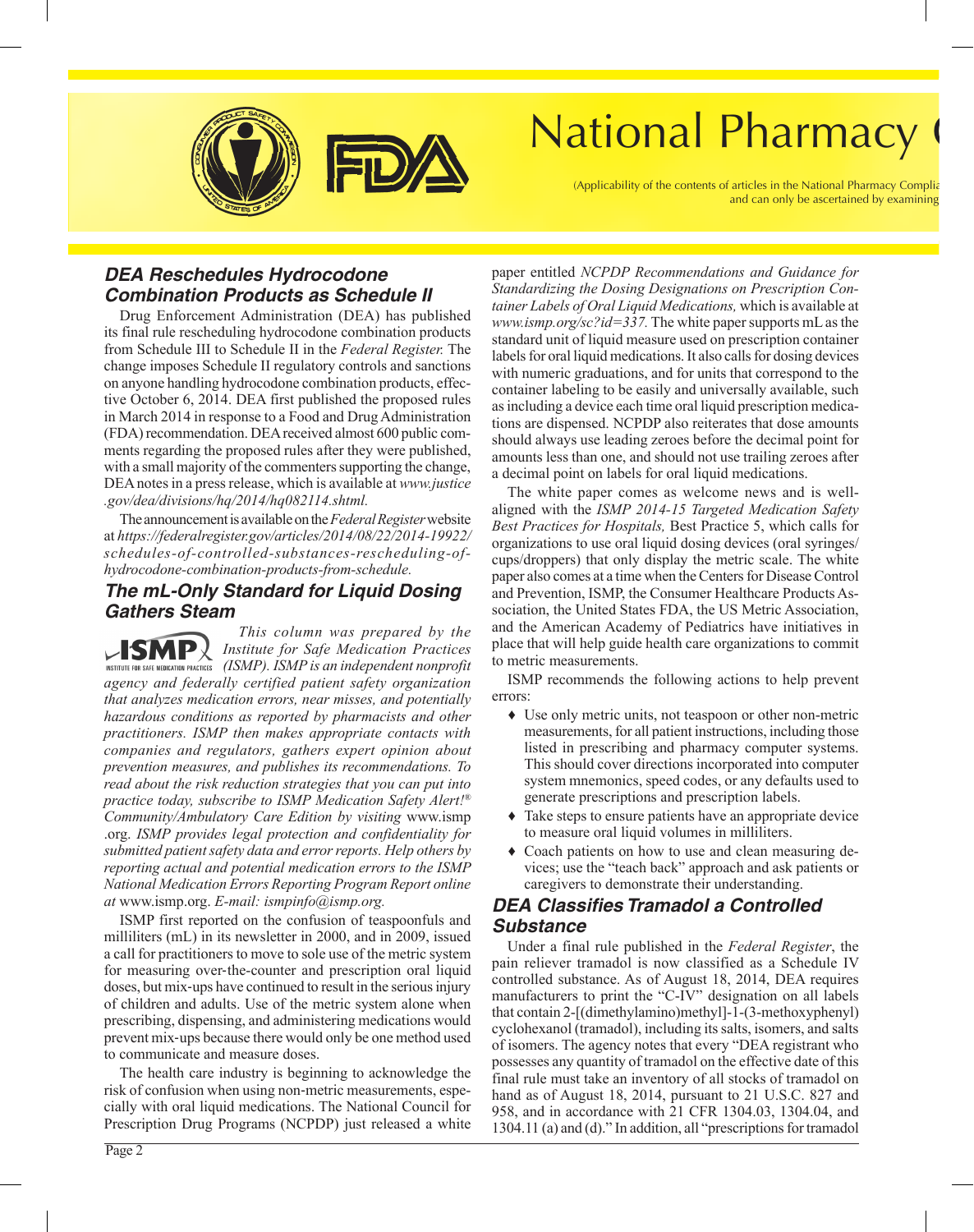## DEA Reschedules Hydrocodone Combination Products as Schedule II

Drug Enforcement Administration (DEA) has published its final rule rescheduling hydrocodone combination products from Schedule III to Schedule II in the *Federal Register.* The change imposes Schedule II regulatory controls and sanctions on anyone handling hydrocodone combination products, effective October 6, 2014. DEA first published the proposed rules in March 2014 in response to a Food and Drug Administration (FDA) recommendation. DEA received almost 600 public comments regarding the proposed rules after they were published, with a small majority of the commenters supporting the change, DEA notes in a press release, which is available at *www.justice.gov/dea/divisions/hq/2014/hq082114.shtml.*

The announcement is available on the *Federal Register* website at *https://federalregister.gov/articles/2014/08/22/2014-19922/schedules-of-controlled-substances-rescheduling-of-hydrocodone-combination-products-from-schedule.*

## The mL-Only Standard for Liquid Dosing Gathers Steam

*This column was prepared by the Institute for Safe Medication Practices (ISMP). ISMP is an independent nonprofit agency and federally certified patient safety organization that analyzes medication errors, near misses, and potentially hazardous conditions as reported by pharmacists and other practitioners. ISMP then makes appropriate contacts with companies and regulators, gathers expert opinion about prevention measures, and publishes its recommendations. To read about the risk reduction strategies that you can put into practice today, subscribe to ISMP Medication Safety Alert!® Community/Ambulatory Care Edition by visiting* www.ismp.org. *ISMP provides legal protection and confidentiality for submitted patient safety data and error reports. Help others by reporting actual and potential medication errors to the ISMP National Medication Errors Reporting Program Report online at* www.ismp.org. *E-mail: ismpinfo@ismp.org.*

ISMP first reported on the confusion of teaspoonfuls and milliliters (mL) in its newsletter in 2000, and in 2009, issued a call for practitioners to move to sole use of the metric system for measuring over-the-counter and prescription oral liquid doses, but mix-ups have continued to result in the serious injury of children and adults. Use of the metric system alone when prescribing, dispensing, and administering medications would prevent mix-ups because there would only be one method used to communicate and measure doses.

The health care industry is beginning to acknowledge the risk of confusion when using non-metric measurements, especially with oral liquid medications. The National Council for Prescription Drug Programs (NCPDP) just released a white paper entitled *NCPDP Recommendations and Guidance for Standardizing the Dosing Designations on Prescription Container Labels of Oral Liquid Medications,* which is available at *www.ismp.org/sc?id=337.* The white paper supports mL as the standard unit of liquid measure used on prescription container labels for oral liquid medications. It also calls for dosing devices with numeric graduations, and for units that correspond to the container labeling to be easily and universally available, such as including a device each time oral liquid prescription medications are dispensed. NCPDP also reiterates that dose amounts should always use leading zeroes before the decimal point for amounts less than one, and should not use trailing zeroes after a decimal point on labels for oral liquid medications.

The white paper comes as welcome news and is well-aligned with the *ISMP 2014-15 Targeted Medication Safety Best Practices for Hospitals,* Best Practice 5, which calls for organizations to use oral liquid dosing devices (oral syringes/cups/droppers) that only display the metric scale. The white paper also comes at a time when the Centers for Disease Control and Prevention, ISMP, the Consumer Healthcare Products Association, the United States FDA, the US Metric Association, and the American Academy of Pediatrics have initiatives in place that will help guide health care organizations to commit to metric measurements.

ISMP recommends the following actions to help prevent errors:

- Use only metric units, not teaspoon or other non-metric measurements, for all patient instructions, including those listed in prescribing and pharmacy computer systems. This should cover directions incorporated into computer system mnemonics, speed codes, or any defaults used to generate prescriptions and prescription labels.
- Take steps to ensure patients have an appropriate device to measure oral liquid volumes in milliliters.
- Coach patients on how to use and clean measuring devices; use the "teach back" approach and ask patients or caregivers to demonstrate their understanding.

## DEA Classifies Tramadol a Controlled Substance

Under a final rule published in the *Federal Register*, the pain reliever tramadol is now classified as a Schedule IV controlled substance. As of August 18, 2014, DEA requires manufacturers to print the "C-IV" designation on all labels that contain 2-[(dimethylamino)methyl]-1-(3-methoxyphenyl) cyclohexanol (tramadol), including its salts, isomers, and salts of isomers. The agency notes that every "DEA registrant who possesses any quantity of tramadol on the effective date of this final rule must take an inventory of all stocks of tramadol on hand as of August 18, 2014, pursuant to 21 U.S.C. 827 and 958, and in accordance with 21 CFR 1304.03, 1304.04, and 1304.11 (a) and (d)." In addition, all "prescriptions for tramadol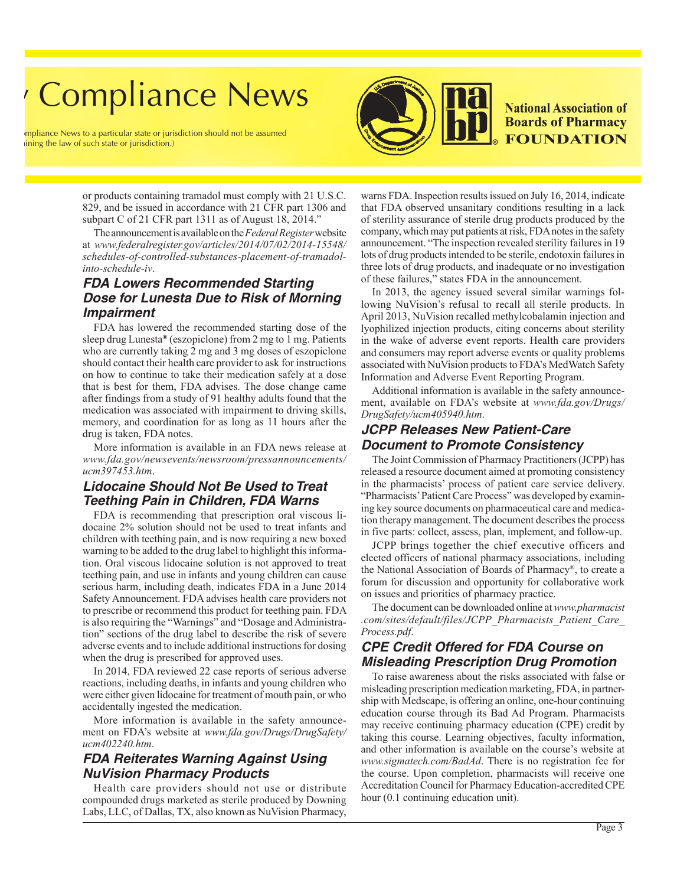or products containing tramadol must comply with 21 U.S.C. 829, and be issued in accordance with 21 CFR part 1306 and subpart C of 21 CFR part 1311 as of August 18, 2014."

The announcement is available on the *Federal Register* website at *www.federalregister.gov/articles/2014/07/02/2014-15548/schedules-of-controlled-substances-placement-of-tramadol-into-schedule-iv*.

## FDA Lowers Recommended Starting Dose for Lunesta Due to Risk of Morning Impairment

FDA has lowered the recommended starting dose of the sleep drug Lunesta® (eszopiclone) from 2 mg to 1 mg. Patients who are currently taking 2 mg and 3 mg doses of eszopiclone should contact their health care provider to ask for instructions on how to continue to take their medication safely at a dose that is best for them, FDA advises. The dose change came after findings from a study of 91 healthy adults found that the medication was associated with impairment to driving skills, memory, and coordination for as long as 11 hours after the drug is taken, FDA notes.

More information is available in an FDA news release at *www.fda.gov/newsevents/newsroom/pressannouncements/ucm397453.htm*.

## Lidocaine Should Not Be Used to Treat Teething Pain in Children, FDA Warns

FDA is recommending that prescription oral viscous lidocaine 2% solution should not be used to treat infants and children with teething pain, and is now requiring a new boxed warning to be added to the drug label to highlight this information. Oral viscous lidocaine solution is not approved to treat teething pain, and use in infants and young children can cause serious harm, including death, indicates FDA in a June 2014 Safety Announcement. FDA advises health care providers not to prescribe or recommend this product for teething pain. FDA is also requiring the "Warnings" and "Dosage and Administration" sections of the drug label to describe the risk of severe adverse events and to include additional instructions for dosing when the drug is prescribed for approved uses.

In 2014, FDA reviewed 22 case reports of serious adverse reactions, including deaths, in infants and young children who were either given lidocaine for treatment of mouth pain, or who accidentally ingested the medication.

More information is available in the safety announcement on FDA's website at *www.fda.gov/Drugs/DrugSafety/ucm402240.htm*.

## FDA Reiterates Warning Against Using NuVision Pharmacy Products

Health care providers should not use or distribute compounded drugs marketed as sterile produced by Downing Labs, LLC, of Dallas, TX, also known as NuVision Pharmacy, warns FDA. Inspection results issued on July 16, 2014, indicate that FDA observed unsanitary conditions resulting in a lack of sterility assurance of sterile drug products produced by the company, which may put patients at risk, FDA notes in the safety announcement. "The inspection revealed sterility failures in 19 lots of drug products intended to be sterile, endotoxin failures in three lots of drug products, and inadequate or no investigation of these failures," states FDA in the announcement.

In 2013, the agency issued several similar warnings following NuVision's refusal to recall all sterile products. In April 2013, NuVision recalled methylcobalamin injection and lyophilized injection products, citing concerns about sterility in the wake of adverse event reports. Health care providers and consumers may report adverse events or quality problems associated with NuVision products to FDA's MedWatch Safety Information and Adverse Event Reporting Program.

Additional information is available in the safety announcement, available on FDA's website at *www.fda.gov/Drugs/DrugSafety/ucm405940.htm*.

## JCPP Releases New Patient-Care Document to Promote Consistency

The Joint Commission of Pharmacy Practitioners (JCPP) has released a resource document aimed at promoting consistency in the pharmacists' process of patient care service delivery. "Pharmacists' Patient Care Process" was developed by examining key source documents on pharmaceutical care and medication therapy management. The document describes the process in five parts: collect, assess, plan, implement, and follow-up.

JCPP brings together the chief executive officers and elected officers of national pharmacy associations, including the National Association of Boards of Pharmacy®, to create a forum for discussion and opportunity for collaborative work on issues and priorities of pharmacy practice.

The document can be downloaded online at *www.pharmacist.com/sites/default/files/JCPP_Pharmacists_Patient_Care_Process.pdf*.

## CPE Credit Offered for FDA Course on Misleading Prescription Drug Promotion

To raise awareness about the risks associated with false or misleading prescription medication marketing, FDA, in partnership with Medscape, is offering an online, one-hour continuing education course through its Bad Ad Program. Pharmacists may receive continuing pharmacy education (CPE) credit by taking this course. Learning objectives, faculty information, and other information is available on the course's website at *www.sigmatech.com/BadAd*. There is no registration fee for the course. Upon completion, pharmacists will receive one Accreditation Council for Pharmacy Education-accredited CPE hour (0.1 continuing education unit).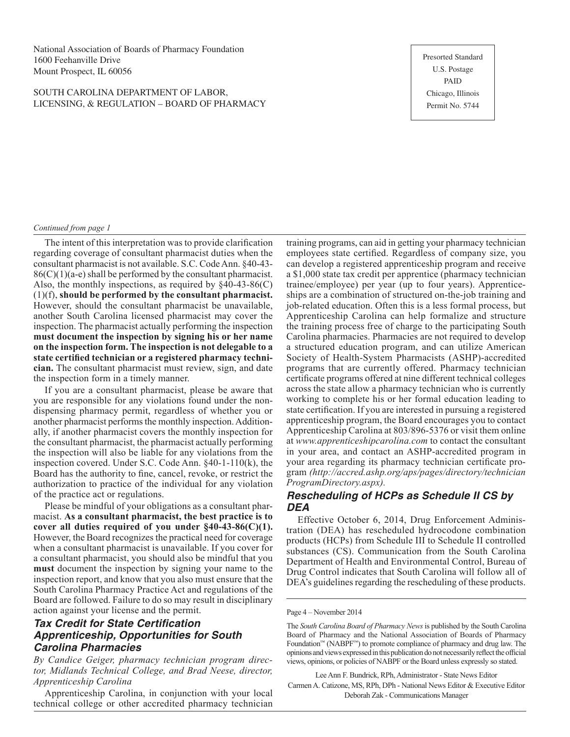National Association of Boards of Pharmacy Foundation
1600 Feehanville Drive
Mount Prospect, IL 60056

SOUTH CAROLINA DEPARTMENT OF LABOR,
LICENSING, & REGULATION – BOARD OF PHARMACY

Presorted Standard
U.S. Postage
PAID
Chicago, Illinois
Permit No. 5744

*Continued from page 1*

The intent of this interpretation was to provide clarification regarding coverage of consultant pharmacist duties when the consultant pharmacist is not available. S.C. Code Ann. §40-43-86(C)(1)(a-e) shall be performed by the consultant pharmacist. Also, the monthly inspections, as required by §40-43-86(C)(1)(f), **should be performed by the consultant pharmacist.** However, should the consultant pharmacist be unavailable, another South Carolina licensed pharmacist may cover the inspection. The pharmacist actually performing the inspection **must document the inspection by signing his or her name on the inspection form. The inspection is not delegable to a state certified technician or a registered pharmacy technician.** The consultant pharmacist must review, sign, and date the inspection form in a timely manner.

If you are a consultant pharmacist, please be aware that you are responsible for any violations found under the non-dispensing pharmacy permit, regardless of whether you or another pharmacist performs the monthly inspection. Additionally, if another pharmacist covers the monthly inspection for the consultant pharmacist, the pharmacist actually performing the inspection will also be liable for any violations from the inspection covered. Under S.C. Code Ann. §40-1-110(k), the Board has the authority to fine, cancel, revoke, or restrict the authorization to practice of the individual for any violation of the practice act or regulations.

Please be mindful of your obligations as a consultant pharmacist. **As a consultant pharmacist, the best practice is to cover all duties required of you under §40-43-86(C)(1).** However, the Board recognizes the practical need for coverage when a consultant pharmacist is unavailable. If you cover for a consultant pharmacist, you should also be mindful that you **must** document the inspection by signing your name to the inspection report, and know that you also must ensure that the South Carolina Pharmacy Practice Act and regulations of the Board are followed. Failure to do so may result in disciplinary action against your license and the permit.

## Tax Credit for State Certification Apprenticeship, Opportunities for South Carolina Pharmacies

*By Candice Geiger, pharmacy technician program director, Midlands Technical College, and Brad Neese, director, Apprenticeship Carolina*

Apprenticeship Carolina, in conjunction with your local technical college or other accredited pharmacy technician training programs, can aid in getting your pharmacy technician employees state certified. Regardless of company size, you can develop a registered apprenticeship program and receive a $1,000 state tax credit per apprentice (pharmacy technician trainee/employee) per year (up to four years). Apprenticeships are a combination of structured on-the-job training and job-related education. Often this is a less formal process, but Apprenticeship Carolina can help formalize and structure the training process free of charge to the participating South Carolina pharmacies. Pharmacies are not required to develop a structured education program, and can utilize American Society of Health-System Pharmacists (ASHP)-accredited programs that are currently offered. Pharmacy technician certificate programs offered at nine different technical colleges across the state allow a pharmacy technician who is currently working to complete his or her formal education leading to state certification. If you are interested in pursuing a registered apprenticeship program, the Board encourages you to contact Apprenticeship Carolina at 803/896-5376 or visit them online at *www.apprenticeshipcarolina.com* to contact the consultant in your area, and contact an ASHP-accredited program in your area regarding its pharmacy technician certificate program *(http://accred.ashp.org/aps/pages/directory/technicianProgramDirectory.aspx).*

## Rescheduling of HCPs as Schedule II CS by DEA

Effective October 6, 2014, Drug Enforcement Administration (DEA) has rescheduled hydrocodone combination products (HCPs) from Schedule III to Schedule II controlled substances (CS). Communication from the South Carolina Department of Health and Environmental Control, Bureau of Drug Control indicates that South Carolina will follow all of DEA's guidelines regarding the rescheduling of these products.

Page 4 – November 2014

The *South Carolina Board of Pharmacy News* is published by the South Carolina Board of Pharmacy and the National Association of Boards of Pharmacy Foundation™ (NABPF™) to promote compliance of pharmacy and drug law. The opinions and views expressed in this publication do not necessarily reflect the official views, opinions, or policies of NABPF or the Board unless expressly so stated.

Lee Ann F. Bundrick, RPh, Administrator - State News Editor
Carmen A. Catizone, MS, RPh, DPh - National News Editor & Executive Editor
Deborah Zak - Communications Manager